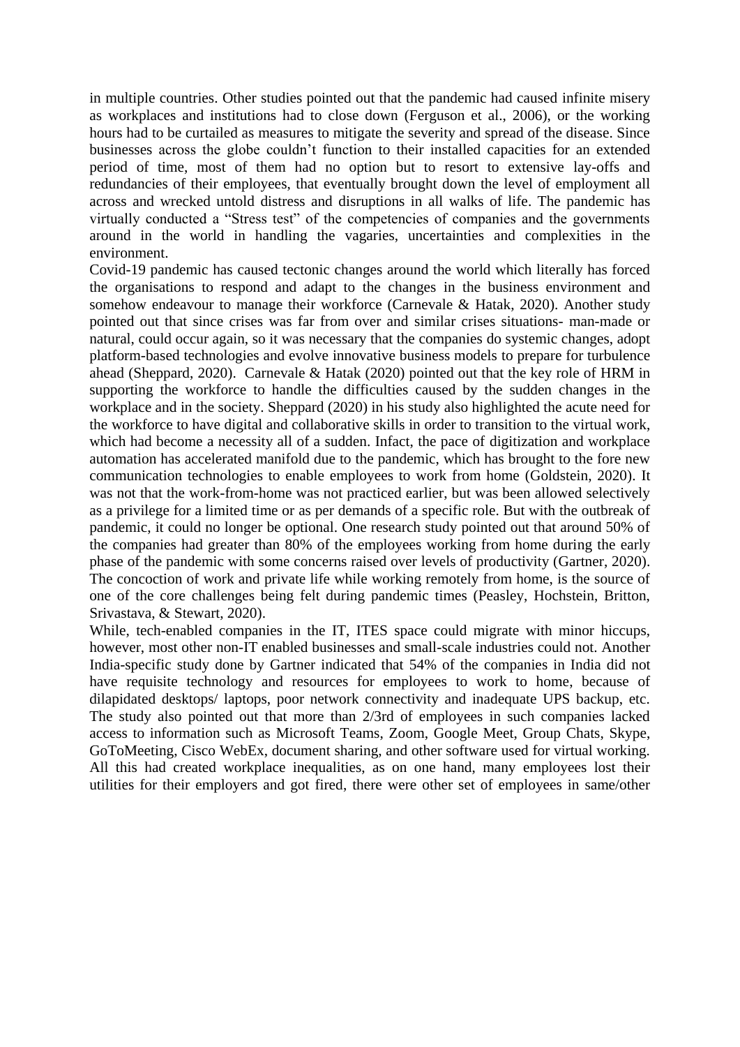in multiple countries. Other studies pointed out that the pandemic had caused infinite misery as workplaces and institutions had to close down (Ferguson et al., 2006), or the working hours had to be curtailed as measures to mitigate the severity and spread of the disease. Since businesses across the globe couldn't function to their installed capacities for an extended period of time, most of them had no option but to resort to extensive lay-offs and redundancies of their employees, that eventually brought down the level of employment all across and wrecked untold distress and disruptions in all walks of life. The pandemic has virtually conducted a "Stress test" of the competencies of companies and the governments around in the world in handling the vagaries, uncertainties and complexities in the environment.

Covid-19 pandemic has caused tectonic changes around the world which literally has forced the organisations to respond and adapt to the changes in the business environment and somehow endeavour to manage their workforce (Carnevale & Hatak, 2020). Another study pointed out that since crises was far from over and similar crises situations- man-made or natural, could occur again, so it was necessary that the companies do systemic changes, adopt platform-based technologies and evolve innovative business models to prepare for turbulence ahead (Sheppard, 2020). Carnevale & Hatak (2020) pointed out that the key role of HRM in supporting the workforce to handle the difficulties caused by the sudden changes in the workplace and in the society. Sheppard (2020) in his study also highlighted the acute need for the workforce to have digital and collaborative skills in order to transition to the virtual work, which had become a necessity all of a sudden. Infact, the pace of digitization and workplace automation has accelerated manifold due to the pandemic, which has brought to the fore new communication technologies to enable employees to work from home (Goldstein, 2020). It was not that the work-from-home was not practiced earlier, but was been allowed selectively as a privilege for a limited time or as per demands of a specific role. But with the outbreak of pandemic, it could no longer be optional. One research study pointed out that around 50% of the companies had greater than 80% of the employees working from home during the early phase of the pandemic with some concerns raised over levels of productivity (Gartner, 2020). The concoction of work and private life while working remotely from home, is the source of one of the core challenges being felt during pandemic times (Peasley, Hochstein, Britton, Srivastava, & Stewart, 2020).

While, tech-enabled companies in the IT, ITES space could migrate with minor hiccups, however, most other non-IT enabled businesses and small-scale industries could not. Another India-specific study done by Gartner indicated that 54% of the companies in India did not have requisite technology and resources for employees to work to home, because of dilapidated desktops/ laptops, poor network connectivity and inadequate UPS backup, etc. The study also pointed out that more than 2/3rd of employees in such companies lacked access to information such as Microsoft Teams, Zoom, Google Meet, Group Chats, Skype, GoToMeeting, Cisco WebEx, document sharing, and other software used for virtual working. All this had created workplace inequalities, as on one hand, many employees lost their utilities for their employers and got fired, there were other set of employees in same/other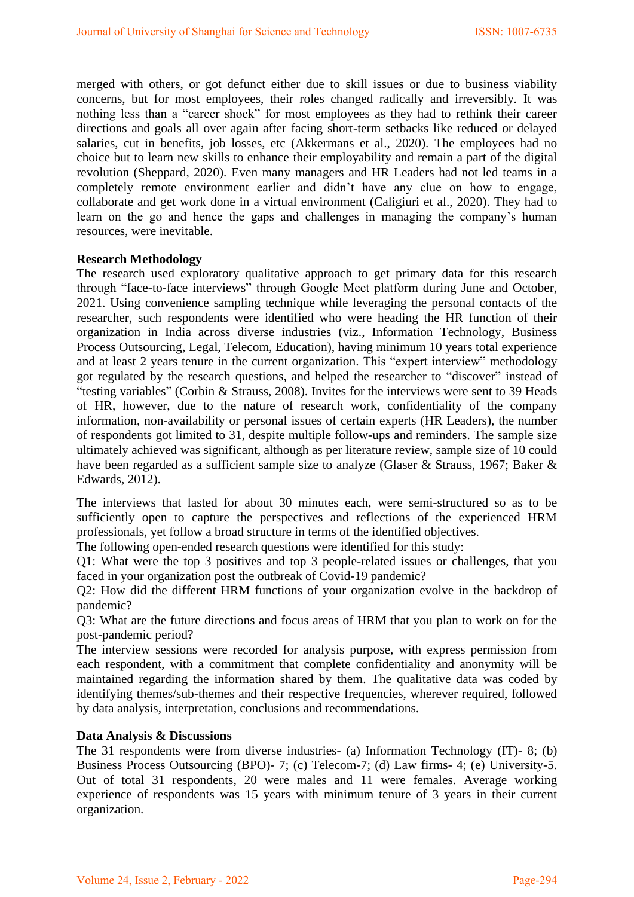merged with others, or got defunct either due to skill issues or due to business viability concerns, but for most employees, their roles changed radically and irreversibly. It was nothing less than a "career shock" for most employees as they had to rethink their career directions and goals all over again after facing short-term setbacks like reduced or delayed salaries, cut in benefits, job losses, etc (Akkermans et al., 2020). The employees had no choice but to learn new skills to enhance their employability and remain a part of the digital revolution (Sheppard, 2020). Even many managers and HR Leaders had not led teams in a completely remote environment earlier and didn't have any clue on how to engage, collaborate and get work done in a virtual environment (Caligiuri et al., 2020). They had to learn on the go and hence the gaps and challenges in managing the company's human resources, were inevitable.

**Research Methodology**

The research used exploratory qualitative approach to get primary data for this research through "face-to-face interviews" through Google Meet platform during June and October, 2021. Using convenience sampling technique while leveraging the personal contacts of the researcher, such respondents were identified who were heading the HR function of their organization in India across diverse industries (viz., Information Technology, Business Process Outsourcing, Legal, Telecom, Education), having minimum 10 years total experience and at least 2 years tenure in the current organization. This "expert interview" methodology got regulated by the research questions, and helped the researcher to "discover" instead of "testing variables" (Corbin & Strauss, 2008). Invites for the interviews were sent to 39 Heads of HR, however, due to the nature of research work, confidentiality of the company information, non-availability or personal issues of certain experts (HR Leaders), the number of respondents got limited to 31, despite multiple follow-ups and reminders. The sample size ultimately achieved was significant, although as per literature review, sample size of 10 could have been regarded as a sufficient sample size to analyze (Glaser & Strauss, 1967; Baker & Edwards, 2012).

The interviews that lasted for about 30 minutes each, were semi-structured so as to be sufficiently open to capture the perspectives and reflections of the experienced HRM professionals, yet follow a broad structure in terms of the identified objectives.

The following open-ended research questions were identified for this study:

Q1: What were the top 3 positives and top 3 people-related issues or challenges, that you faced in your organization post the outbreak of Covid-19 pandemic?

Q2: How did the different HRM functions of your organization evolve in the backdrop of pandemic?

Q3: What are the future directions and focus areas of HRM that you plan to work on for the post-pandemic period?

The interview sessions were recorded for analysis purpose, with express permission from each respondent, with a commitment that complete confidentiality and anonymity will be maintained regarding the information shared by them. The qualitative data was coded by identifying themes/sub-themes and their respective frequencies, wherever required, followed by data analysis, interpretation, conclusions and recommendations.

**Data Analysis & Discussions**

The 31 respondents were from diverse industries- (a) Information Technology (IT)- 8; (b) Business Process Outsourcing (BPO)- 7; (c) Telecom-7; (d) Law firms- 4; (e) University-5. Out of total 31 respondents, 20 were males and 11 were females. Average working experience of respondents was 15 years with minimum tenure of 3 years in their current organization.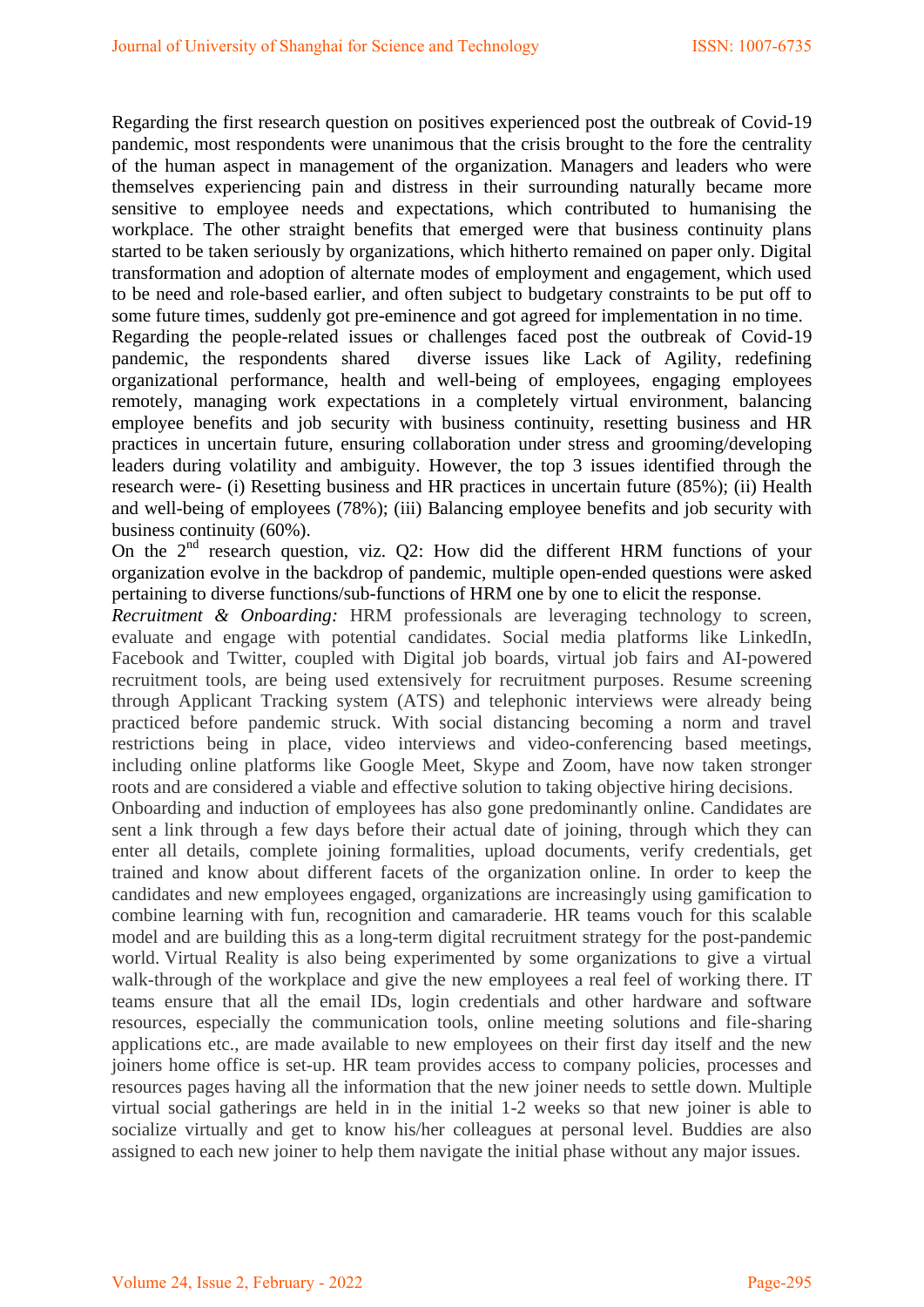Regarding the first research question on positives experienced post the outbreak of Covid-19 pandemic, most respondents were unanimous that the crisis brought to the fore the centrality of the human aspect in management of the organization. Managers and leaders who were themselves experiencing pain and distress in their surrounding naturally became more sensitive to employee needs and expectations, which contributed to humanising the workplace. The other straight benefits that emerged were that business continuity plans started to be taken seriously by organizations, which hitherto remained on paper only. Digital transformation and adoption of alternate modes of employment and engagement, which used to be need and role-based earlier, and often subject to budgetary constraints to be put off to some future times, suddenly got pre-eminence and got agreed for implementation in no time.

Regarding the people-related issues or challenges faced post the outbreak of Covid-19 pandemic, the respondents shared diverse issues like Lack of Agility, redefining organizational performance, health and well-being of employees, engaging employees remotely, managing work expectations in a completely virtual environment, balancing employee benefits and job security with business continuity, resetting business and HR practices in uncertain future, ensuring collaboration under stress and grooming/developing leaders during volatility and ambiguity. However, the top 3 issues identified through the research were- (i) Resetting business and HR practices in uncertain future (85%); (ii) Health and well-being of employees (78%); (iii) Balancing employee benefits and job security with business continuity (60%).

On the 2nd research question, viz. Q2: How did the different HRM functions of your organization evolve in the backdrop of pandemic, multiple open-ended questions were asked pertaining to diverse functions/sub-functions of HRM one by one to elicit the response.

*Recruitment & Onboarding:* HRM professionals are leveraging technology to screen, evaluate and engage with potential candidates. Social media platforms like LinkedIn, Facebook and Twitter, coupled with Digital job boards, virtual job fairs and AI-powered recruitment tools, are being used extensively for recruitment purposes. Resume screening through Applicant Tracking system (ATS) and telephonic interviews were already being practiced before pandemic struck. With social distancing becoming a norm and travel restrictions being in place, video interviews and video-conferencing based meetings, including online platforms like Google Meet, Skype and Zoom, have now taken stronger roots and are considered a viable and effective solution to taking objective hiring decisions.

Onboarding and induction of employees has also gone predominantly online. Candidates are sent a link through a few days before their actual date of joining, through which they can enter all details, complete joining formalities, upload documents, verify credentials, get trained and know about different facets of the organization online. In order to keep the candidates and new employees engaged, organizations are increasingly using gamification to combine learning with fun, recognition and camaraderie. HR teams vouch for this scalable model and are building this as a long-term digital recruitment strategy for the post-pandemic world. Virtual Reality is also being experimented by some organizations to give a virtual walk-through of the workplace and give the new employees a real feel of working there. IT teams ensure that all the email IDs, login credentials and other hardware and software resources, especially the communication tools, online meeting solutions and file-sharing applications etc., are made available to new employees on their first day itself and the new joiners home office is set-up. HR team provides access to company policies, processes and resources pages having all the information that the new joiner needs to settle down. Multiple virtual social gatherings are held in in the initial 1-2 weeks so that new joiner is able to socialize virtually and get to know his/her colleagues at personal level. Buddies are also assigned to each new joiner to help them navigate the initial phase without any major issues.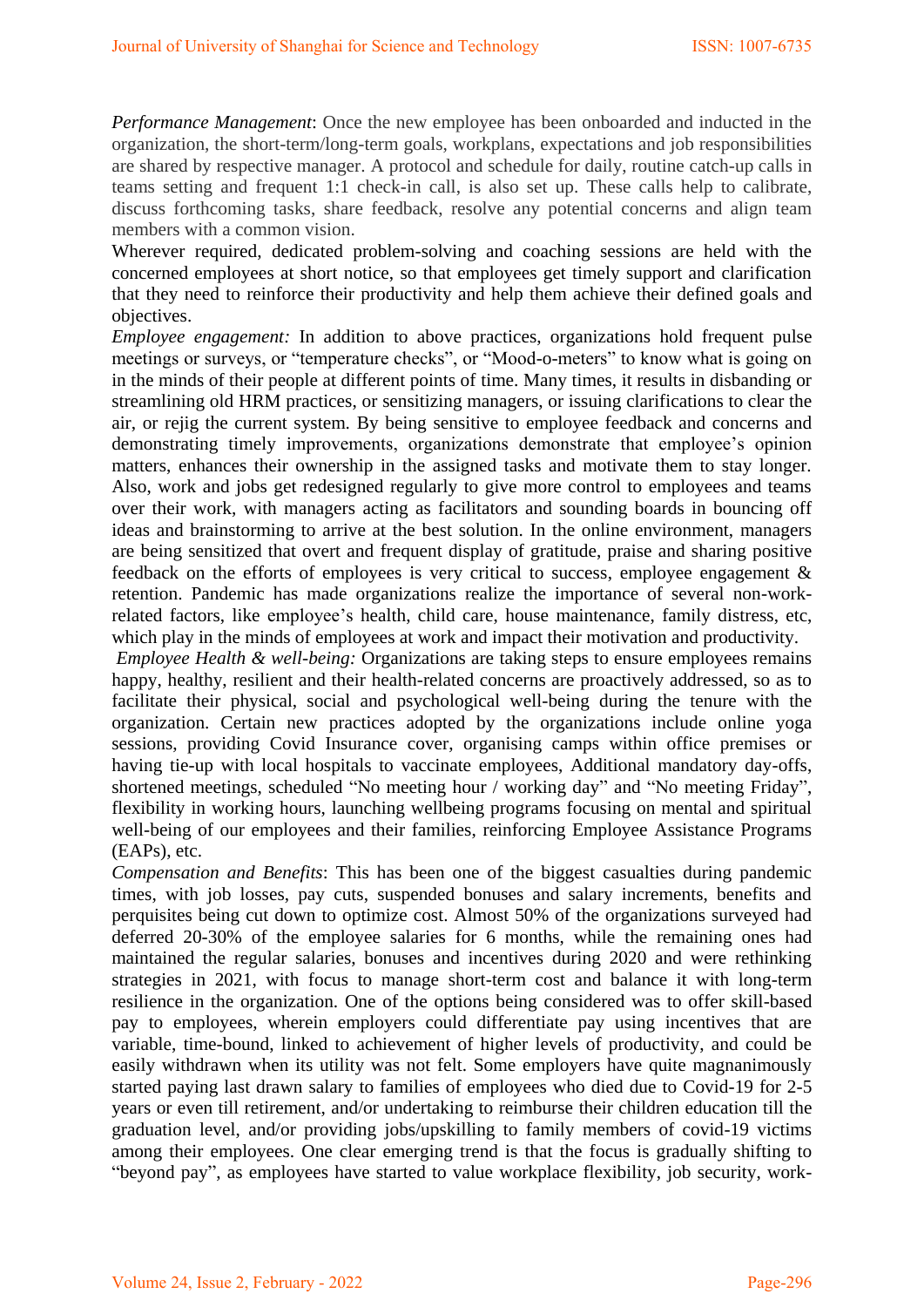*Performance Management*: Once the new employee has been onboarded and inducted in the organization, the short-term/long-term goals, workplans, expectations and job responsibilities are shared by respective manager. A protocol and schedule for daily, routine catch-up calls in teams setting and frequent 1:1 check-in call, is also set up. These calls help to calibrate, discuss forthcoming tasks, share feedback, resolve any potential concerns and align team members with a common vision.

Wherever required, dedicated problem-solving and coaching sessions are held with the concerned employees at short notice, so that employees get timely support and clarification that they need to reinforce their productivity and help them achieve their defined goals and objectives.

*Employee engagement:* In addition to above practices, organizations hold frequent pulse meetings or surveys, or "temperature checks", or "Mood-o-meters" to know what is going on in the minds of their people at different points of time. Many times, it results in disbanding or streamlining old HRM practices, or sensitizing managers, or issuing clarifications to clear the air, or rejig the current system. By being sensitive to employee feedback and concerns and demonstrating timely improvements, organizations demonstrate that employee's opinion matters, enhances their ownership in the assigned tasks and motivate them to stay longer. Also, work and jobs get redesigned regularly to give more control to employees and teams over their work, with managers acting as facilitators and sounding boards in bouncing off ideas and brainstorming to arrive at the best solution. In the online environment, managers are being sensitized that overt and frequent display of gratitude, praise and sharing positive feedback on the efforts of employees is very critical to success, employee engagement & retention. Pandemic has made organizations realize the importance of several non-work-related factors, like employee's health, child care, house maintenance, family distress, etc, which play in the minds of employees at work and impact their motivation and productivity.

*Employee Health & well-being:* Organizations are taking steps to ensure employees remains happy, healthy, resilient and their health-related concerns are proactively addressed, so as to facilitate their physical, social and psychological well-being during the tenure with the organization. Certain new practices adopted by the organizations include online yoga sessions, providing Covid Insurance cover, organising camps within office premises or having tie-up with local hospitals to vaccinate employees, Additional mandatory day-offs, shortened meetings, scheduled "No meeting hour / working day" and "No meeting Friday", flexibility in working hours, launching wellbeing programs focusing on mental and spiritual well-being of our employees and their families, reinforcing Employee Assistance Programs (EAPs), etc.

*Compensation and Benefits*: This has been one of the biggest casualties during pandemic times, with job losses, pay cuts, suspended bonuses and salary increments, benefits and perquisites being cut down to optimize cost. Almost 50% of the organizations surveyed had deferred 20-30% of the employee salaries for 6 months, while the remaining ones had maintained the regular salaries, bonuses and incentives during 2020 and were rethinking strategies in 2021, with focus to manage short-term cost and balance it with long-term resilience in the organization. One of the options being considered was to offer skill-based pay to employees, wherein employers could differentiate pay using incentives that are variable, time-bound, linked to achievement of higher levels of productivity, and could be easily withdrawn when its utility was not felt. Some employers have quite magnanimously started paying last drawn salary to families of employees who died due to Covid-19 for 2-5 years or even till retirement, and/or undertaking to reimburse their children education till the graduation level, and/or providing jobs/upskilling to family members of covid-19 victims among their employees. One clear emerging trend is that the focus is gradually shifting to "beyond pay", as employees have started to value workplace flexibility, job security, work-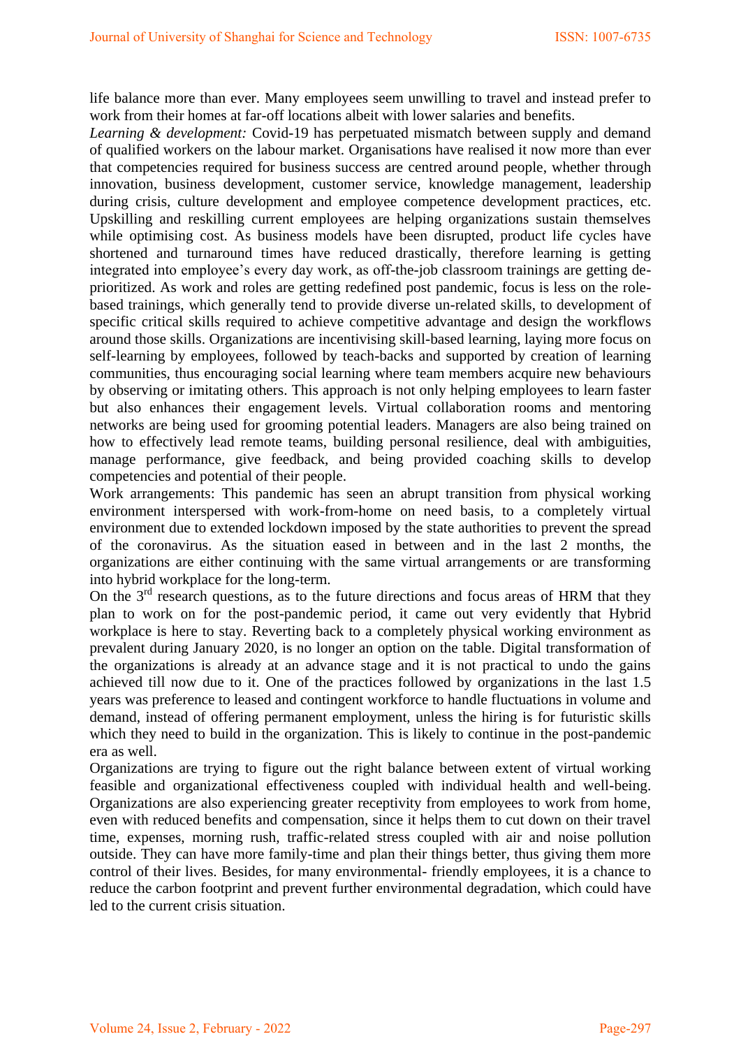life balance more than ever. Many employees seem unwilling to travel and instead prefer to work from their homes at far-off locations albeit with lower salaries and benefits.

*Learning & development:* Covid-19 has perpetuated mismatch between supply and demand of qualified workers on the labour market. Organisations have realised it now more than ever that competencies required for business success are centred around people, whether through innovation, business development, customer service, knowledge management, leadership during crisis, culture development and employee competence development practices, etc. Upskilling and reskilling current employees are helping organizations sustain themselves while optimising cost. As business models have been disrupted, product life cycles have shortened and turnaround times have reduced drastically, therefore learning is getting integrated into employee's every day work, as off-the-job classroom trainings are getting de-prioritized. As work and roles are getting redefined post pandemic, focus is less on the role-based trainings, which generally tend to provide diverse un-related skills, to development of specific critical skills required to achieve competitive advantage and design the workflows around those skills. Organizations are incentivising skill-based learning, laying more focus on self-learning by employees, followed by teach-backs and supported by creation of learning communities, thus encouraging social learning where team members acquire new behaviours by observing or imitating others. This approach is not only helping employees to learn faster but also enhances their engagement levels. Virtual collaboration rooms and mentoring networks are being used for grooming potential leaders. Managers are also being trained on how to effectively lead remote teams, building personal resilience, deal with ambiguities, manage performance, give feedback, and being provided coaching skills to develop competencies and potential of their people.

Work arrangements: This pandemic has seen an abrupt transition from physical working environment interspersed with work-from-home on need basis, to a completely virtual environment due to extended lockdown imposed by the state authorities to prevent the spread of the coronavirus. As the situation eased in between and in the last 2 months, the organizations are either continuing with the same virtual arrangements or are transforming into hybrid workplace for the long-term.

On the 3rd research questions, as to the future directions and focus areas of HRM that they plan to work on for the post-pandemic period, it came out very evidently that Hybrid workplace is here to stay. Reverting back to a completely physical working environment as prevalent during January 2020, is no longer an option on the table. Digital transformation of the organizations is already at an advance stage and it is not practical to undo the gains achieved till now due to it. One of the practices followed by organizations in the last 1.5 years was preference to leased and contingent workforce to handle fluctuations in volume and demand, instead of offering permanent employment, unless the hiring is for futuristic skills which they need to build in the organization. This is likely to continue in the post-pandemic era as well.

Organizations are trying to figure out the right balance between extent of virtual working feasible and organizational effectiveness coupled with individual health and well-being. Organizations are also experiencing greater receptivity from employees to work from home, even with reduced benefits and compensation, since it helps them to cut down on their travel time, expenses, morning rush, traffic-related stress coupled with air and noise pollution outside. They can have more family-time and plan their things better, thus giving them more control of their lives. Besides, for many environmental- friendly employees, it is a chance to reduce the carbon footprint and prevent further environmental degradation, which could have led to the current crisis situation.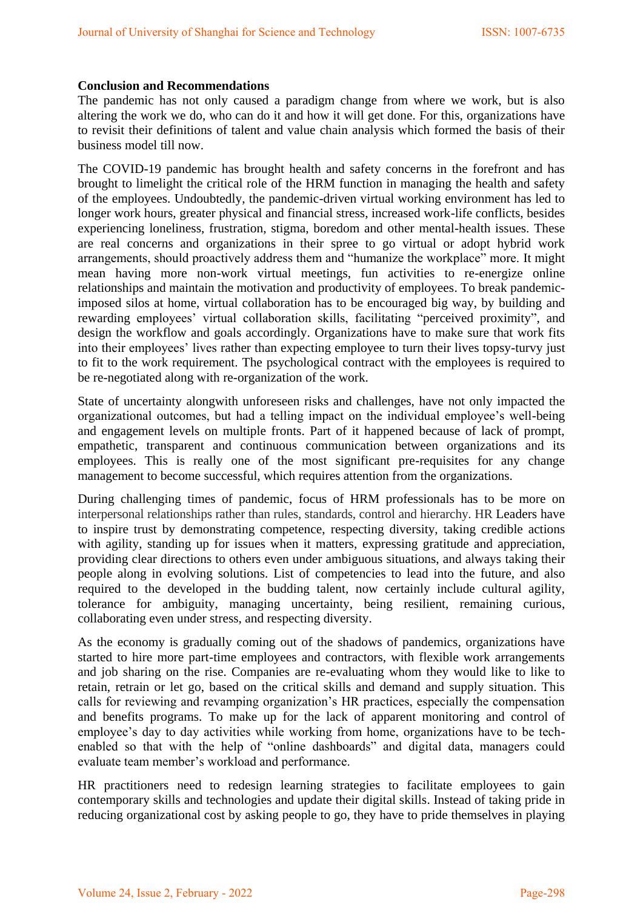**Conclusion and Recommendations**

The pandemic has not only caused a paradigm change from where we work, but is also altering the work we do, who can do it and how it will get done. For this, organizations have to revisit their definitions of talent and value chain analysis which formed the basis of their business model till now.

The COVID-19 pandemic has brought health and safety concerns in the forefront and has brought to limelight the critical role of the HRM function in managing the health and safety of the employees. Undoubtedly, the pandemic-driven virtual working environment has led to longer work hours, greater physical and financial stress, increased work-life conflicts, besides experiencing loneliness, frustration, stigma, boredom and other mental-health issues. These are real concerns and organizations in their spree to go virtual or adopt hybrid work arrangements, should proactively address them and "humanize the workplace" more. It might mean having more non-work virtual meetings, fun activities to re-energize online relationships and maintain the motivation and productivity of employees. To break pandemic-imposed silos at home, virtual collaboration has to be encouraged big way, by building and rewarding employees' virtual collaboration skills, facilitating "perceived proximity", and design the workflow and goals accordingly. Organizations have to make sure that work fits into their employees' lives rather than expecting employee to turn their lives topsy-turvy just to fit to the work requirement. The psychological contract with the employees is required to be re-negotiated along with re-organization of the work.

State of uncertainty alongwith unforeseen risks and challenges, have not only impacted the organizational outcomes, but had a telling impact on the individual employee's well-being and engagement levels on multiple fronts. Part of it happened because of lack of prompt, empathetic, transparent and continuous communication between organizations and its employees. This is really one of the most significant pre-requisites for any change management to become successful, which requires attention from the organizations.

During challenging times of pandemic, focus of HRM professionals has to be more on interpersonal relationships rather than rules, standards, control and hierarchy. HR Leaders have to inspire trust by demonstrating competence, respecting diversity, taking credible actions with agility, standing up for issues when it matters, expressing gratitude and appreciation, providing clear directions to others even under ambiguous situations, and always taking their people along in evolving solutions. List of competencies to lead into the future, and also required to the developed in the budding talent, now certainly include cultural agility, tolerance for ambiguity, managing uncertainty, being resilient, remaining curious, collaborating even under stress, and respecting diversity.

As the economy is gradually coming out of the shadows of pandemics, organizations have started to hire more part-time employees and contractors, with flexible work arrangements and job sharing on the rise. Companies are re-evaluating whom they would like to like to retain, retrain or let go, based on the critical skills and demand and supply situation. This calls for reviewing and revamping organization's HR practices, especially the compensation and benefits programs. To make up for the lack of apparent monitoring and control of employee's day to day activities while working from home, organizations have to be tech-enabled so that with the help of "online dashboards" and digital data, managers could evaluate team member's workload and performance.

HR practitioners need to redesign learning strategies to facilitate employees to gain contemporary skills and technologies and update their digital skills. Instead of taking pride in reducing organizational cost by asking people to go, they have to pride themselves in playing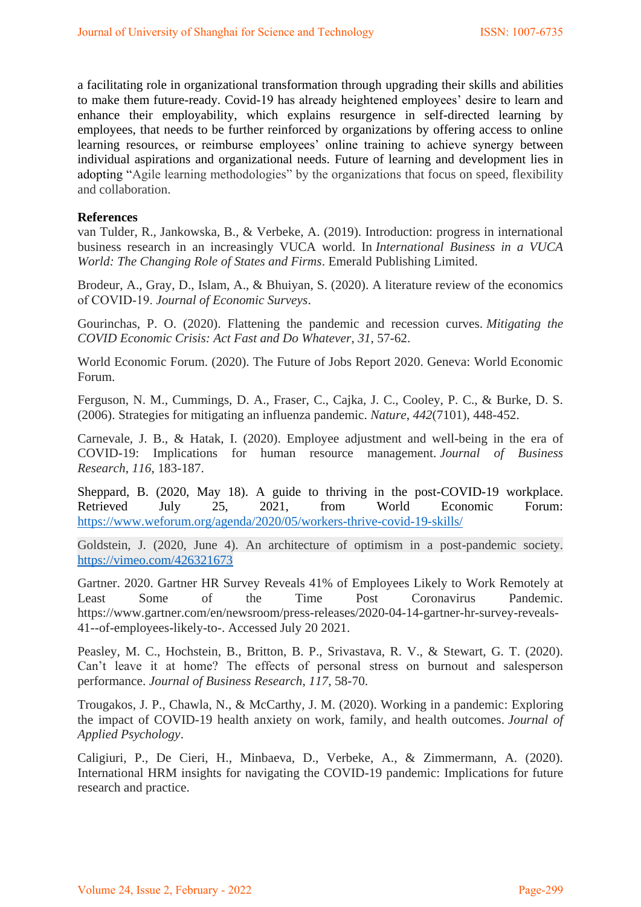a facilitating role in organizational transformation through upgrading their skills and abilities to make them future-ready. Covid-19 has already heightened employees' desire to learn and enhance their employability, which explains resurgence in self-directed learning by employees, that needs to be further reinforced by organizations by offering access to online learning resources, or reimburse employees' online training to achieve synergy between individual aspirations and organizational needs. Future of learning and development lies in adopting "Agile learning methodologies" by the organizations that focus on speed, flexibility and collaboration.

**References**

van Tulder, R., Jankowska, B., & Verbeke, A. (2019). Introduction: progress in international business research in an increasingly VUCA world. In *International Business in a VUCA World: The Changing Role of States and Firms*. Emerald Publishing Limited.

Brodeur, A., Gray, D., Islam, A., & Bhuiyan, S. (2020). A literature review of the economics of COVID-19. *Journal of Economic Surveys*.

Gourinchas, P. O. (2020). Flattening the pandemic and recession curves. *Mitigating the COVID Economic Crisis: Act Fast and Do Whatever*, *31*, 57-62.

World Economic Forum. (2020). The Future of Jobs Report 2020. Geneva: World Economic Forum.

Ferguson, N. M., Cummings, D. A., Fraser, C., Cajka, J. C., Cooley, P. C., & Burke, D. S. (2006). Strategies for mitigating an influenza pandemic. *Nature*, *442*(7101), 448-452.

Carnevale, J. B., & Hatak, I. (2020). Employee adjustment and well-being in the era of COVID-19: Implications for human resource management. *Journal of Business Research*, *116*, 183-187.

Sheppard, B. (2020, May 18). A guide to thriving in the post-COVID-19 workplace. Retrieved July 25, 2021, from World Economic Forum: https://www.weforum.org/agenda/2020/05/workers-thrive-covid-19-skills/

Goldstein, J. (2020, June 4). An architecture of optimism in a post-pandemic society. https://vimeo.com/426321673

Gartner. 2020. Gartner HR Survey Reveals 41% of Employees Likely to Work Remotely at Least Some of the Time Post Coronavirus Pandemic. https://www.gartner.com/en/newsroom/press-releases/2020-04-14-gartner-hr-survey-reveals-41--of-employees-likely-to-. Accessed July 20 2021.

Peasley, M. C., Hochstein, B., Britton, B. P., Srivastava, R. V., & Stewart, G. T. (2020). Can't leave it at home? The effects of personal stress on burnout and salesperson performance. *Journal of Business Research*, *117*, 58-70.

Trougakos, J. P., Chawla, N., & McCarthy, J. M. (2020). Working in a pandemic: Exploring the impact of COVID-19 health anxiety on work, family, and health outcomes. *Journal of Applied Psychology*.

Caligiuri, P., De Cieri, H., Minbaeva, D., Verbeke, A., & Zimmermann, A. (2020). International HRM insights for navigating the COVID-19 pandemic: Implications for future research and practice.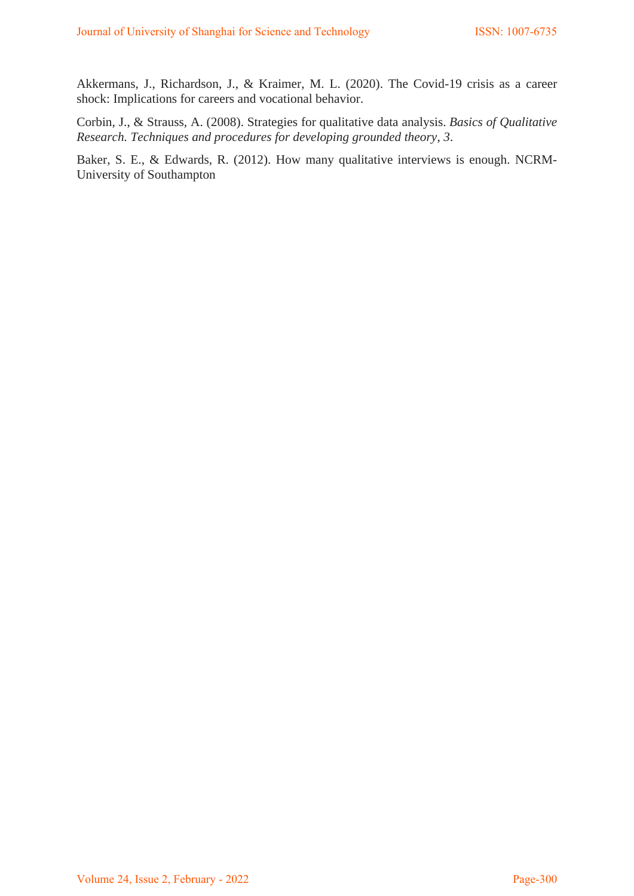Akkermans, J., Richardson, J., & Kraimer, M. L. (2020). The Covid-19 crisis as a career shock: Implications for careers and vocational behavior.

Corbin, J., & Strauss, A. (2008). Strategies for qualitative data analysis. *Basics of Qualitative Research. Techniques and procedures for developing grounded theory*, *3*.

Baker, S. E., & Edwards, R. (2012). How many qualitative interviews is enough. NCRM-University of Southampton